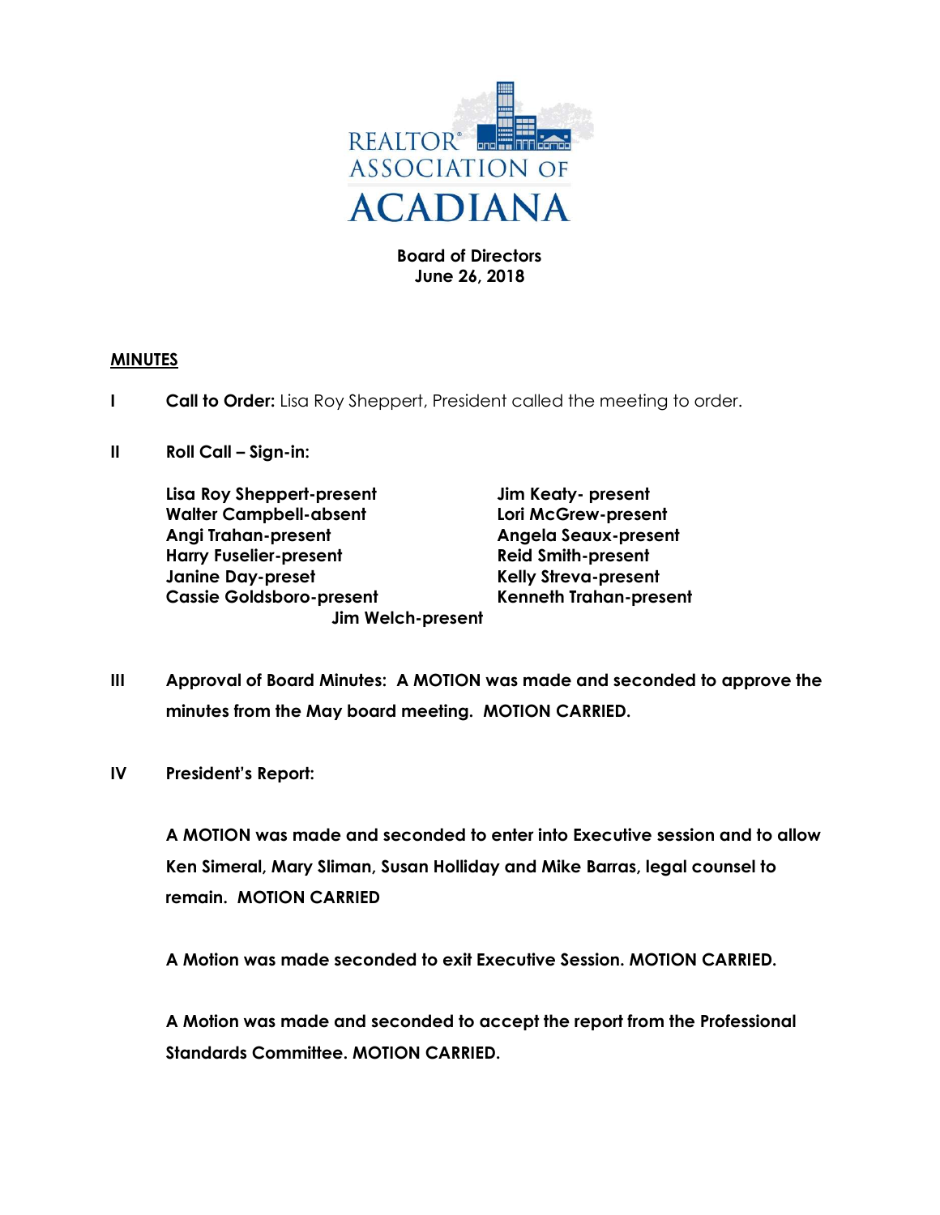REALTOR® ASSOCIATION OF ACADIANA

**Board of Directors**
**June 26, 2018**

**MINUTES**

**I** **Call to Order:** Lisa Roy Sheppert, President called the meeting to order.

**II** **Roll Call – Sign-in:**

**Lisa Roy Sheppert-present**
**Walter Campbell-absent**
**Angi Trahan-present**
**Harry Fuselier-present**
**Janine Day-preset**
**Cassie Goldsboro-present**
**Jim Keaty- present**
**Lori McGrew-present**
**Angela Seaux-present**
**Reid Smith-present**
**Kelly Streva-present**
**Kenneth Trahan-present**
**Jim Welch-present**

**III** **Approval of Board Minutes: A MOTION was made and seconded to approve the minutes from the May board meeting. MOTION CARRIED.**

**IV** **President's Report:**

**A MOTION was made and seconded to enter into Executive session and to allow Ken Simeral, Mary Sliman, Susan Holliday and Mike Barras, legal counsel to remain. MOTION CARRIED**

**A Motion was made seconded to exit Executive Session. MOTION CARRIED.**

**A Motion was made and seconded to accept the report from the Professional Standards Committee. MOTION CARRIED.**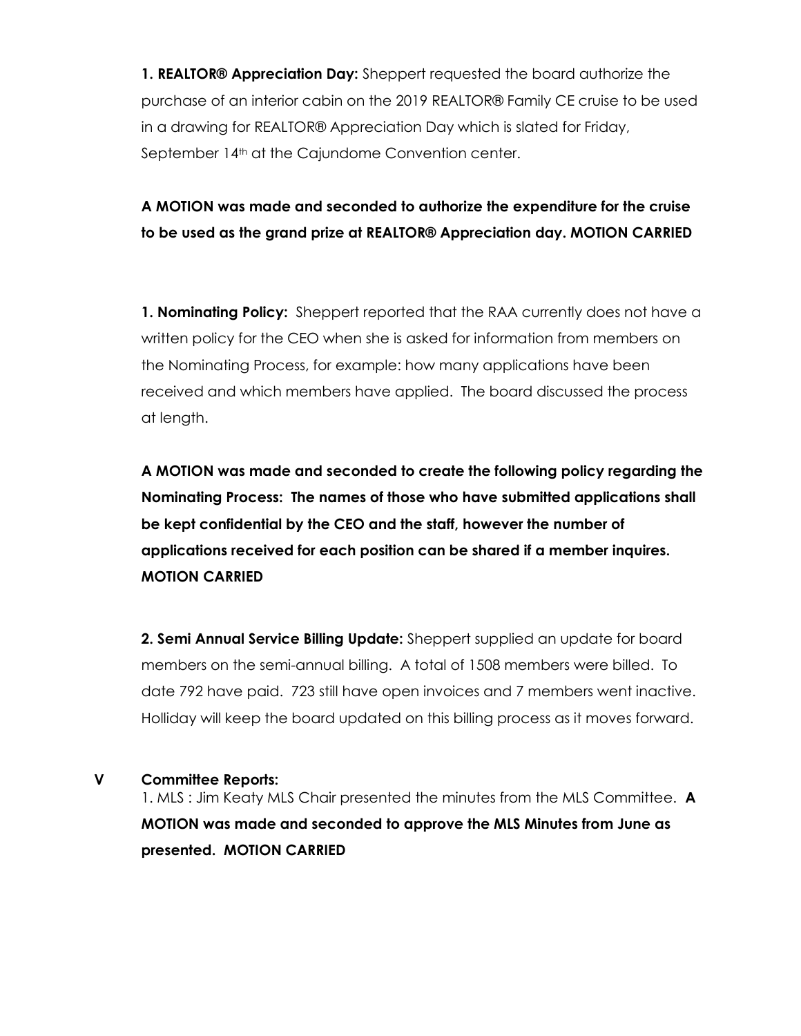**1. REALTOR® Appreciation Day:** Sheppert requested the board authorize the purchase of an interior cabin on the 2019 REALTOR® Family CE cruise to be used in a drawing for REALTOR® Appreciation Day which is slated for Friday, September 14th at the Cajundome Convention center.

**A MOTION was made and seconded to authorize the expenditure for the cruise to be used as the grand prize at REALTOR® Appreciation day. MOTION CARRIED**

**1. Nominating Policy:** Sheppert reported that the RAA currently does not have a written policy for the CEO when she is asked for information from members on the Nominating Process, for example: how many applications have been received and which members have applied. The board discussed the process at length.

**A MOTION was made and seconded to create the following policy regarding the Nominating Process: The names of those who have submitted applications shall be kept confidential by the CEO and the staff, however the number of applications received for each position can be shared if a member inquires. MOTION CARRIED**

**2. Semi Annual Service Billing Update:** Sheppert supplied an update for board members on the semi-annual billing. A total of 1508 members were billed. To date 792 have paid. 723 still have open invoices and 7 members went inactive. Holliday will keep the board updated on this billing process as it moves forward.

**V Committee Reports:**

1. MLS : Jim Keaty MLS Chair presented the minutes from the MLS Committee. **A MOTION was made and seconded to approve the MLS Minutes from June as presented. MOTION CARRIED**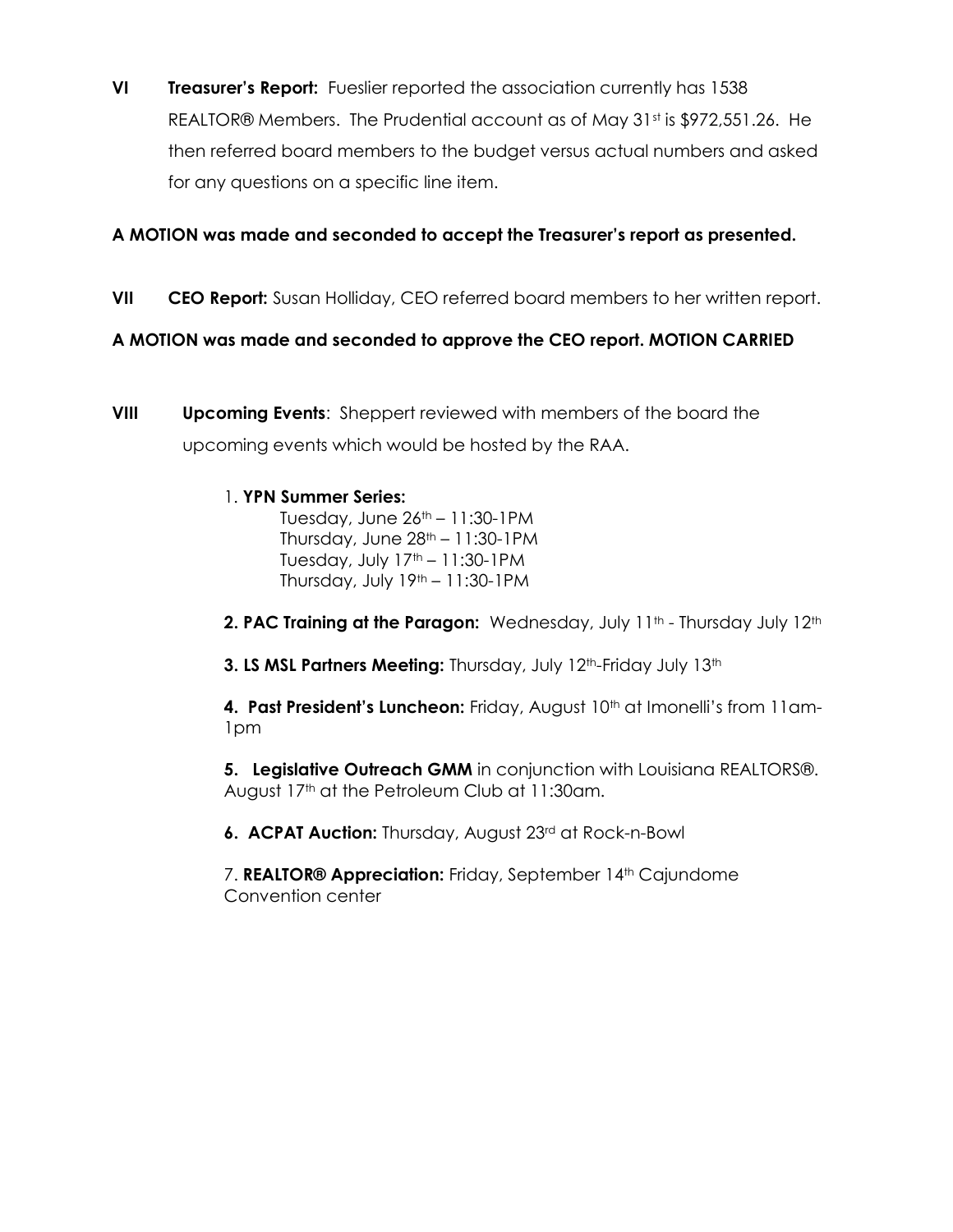**VI Treasurer's Report:** Fueslier reported the association currently has 1538 REALTOR® Members. The Prudential account as of May 31st is $972,551.26. He then referred board members to the budget versus actual numbers and asked for any questions on a specific line item.

**A MOTION was made and seconded to accept the Treasurer's report as presented.**

**VII CEO Report:** Susan Holliday, CEO referred board members to her written report.

**A MOTION was made and seconded to approve the CEO report. MOTION CARRIED**

**VIII Upcoming Events**: Sheppert reviewed with members of the board the upcoming events which would be hosted by the RAA.

1. **YPN Summer Series:**
   Tuesday, June 26th – 11:30-1PM
   Thursday, June 28th – 11:30-1PM
   Tuesday, July 17th – 11:30-1PM
   Thursday, July 19th – 11:30-1PM

2. **PAC Training at the Paragon:** Wednesday, July 11th - Thursday July 12th

3. **LS MSL Partners Meeting:** Thursday, July 12th-Friday July 13th

4. **Past President's Luncheon:** Friday, August 10th at Imonelli's from 11am-1pm

5. **Legislative Outreach GMM** in conjunction with Louisiana REALTORS®. August 17th at the Petroleum Club at 11:30am.

6. **ACPAT Auction:** Thursday, August 23rd at Rock-n-Bowl

7. **REALTOR® Appreciation:** Friday, September 14th Cajundome Convention center